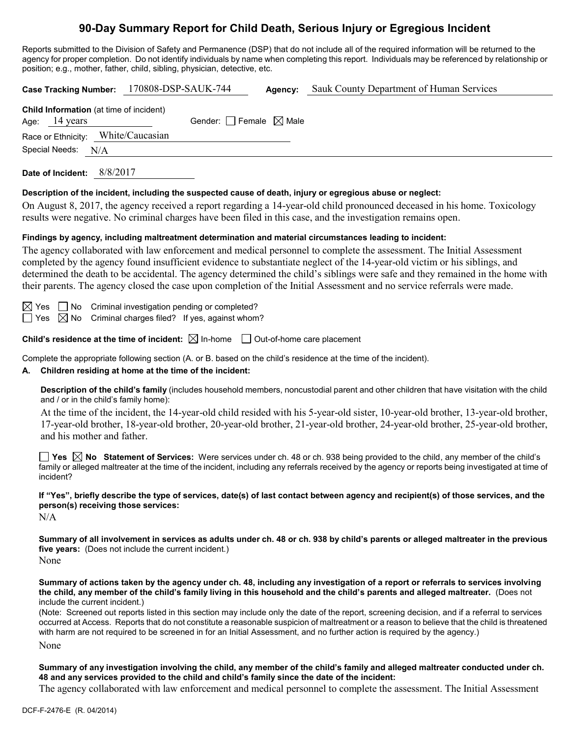# 90-Day Summary Report for Child Death, Serious Injury or Egregious Incident

Reports submitted to the Division of Safety and Permanence (DSP) that do not include all of the required information will be returned to the agency for proper completion. Do not identify individuals by name when completing this report. Individuals may be referenced by relationship or position; e.g., mother, father, child, sibling, physician, detective, etc.

**Case Tracking Number:** 170808-DSP-SAUK-744 **Agency:** Sauk County Department of Human Services

**Child Information** (at time of incident)

Age: 14 years Gender: ☐ Female ☒ Male

Race or Ethnicity: White/Caucasian

Special Needs: N/A

**Date of Incident:** 8/8/2017

**Description of the incident, including the suspected cause of death, injury or egregious abuse or neglect:**

On August 8, 2017, the agency received a report regarding a 14-year-old child pronounced deceased in his home. Toxicology results were negative. No criminal charges have been filed in this case, and the investigation remains open.

**Findings by agency, including maltreatment determination and material circumstances leading to incident:**

The agency collaborated with law enforcement and medical personnel to complete the assessment. The Initial Assessment completed by the agency found insufficient evidence to substantiate neglect of the 14-year-old victim or his siblings, and determined the death to be accidental. The agency determined the child's siblings were safe and they remained in the home with their parents. The agency closed the case upon completion of the Initial Assessment and no service referrals were made.

☒ Yes ☐ No Criminal investigation pending or completed?

☐ Yes ☒ No Criminal charges filed? If yes, against whom?

**Child's residence at the time of incident:** ☒ In-home ☐ Out-of-home care placement

Complete the appropriate following section (A. or B. based on the child's residence at the time of the incident).

**A. Children residing at home at the time of the incident:**

**Description of the child's family** (includes household members, noncustodial parent and other children that have visitation with the child and / or in the child's family home):

At the time of the incident, the 14-year-old child resided with his 5-year-old sister, 10-year-old brother, 13-year-old brother, 17-year-old brother, 18-year-old brother, 20-year-old brother, 21-year-old brother, 24-year-old brother, 25-year-old brother, and his mother and father.

☐ **Yes** ☒ **No Statement of Services:** Were services under ch. 48 or ch. 938 being provided to the child, any member of the child's family or alleged maltreater at the time of the incident, including any referrals received by the agency or reports being investigated at time of incident?

**If "Yes", briefly describe the type of services, date(s) of last contact between agency and recipient(s) of those services, and the person(s) receiving those services:**

N/A

**Summary of all involvement in services as adults under ch. 48 or ch. 938 by child's parents or alleged maltreater in the previous five years:** (Does not include the current incident.)

None

**Summary of actions taken by the agency under ch. 48, including any investigation of a report or referrals to services involving the child, any member of the child's family living in this household and the child's parents and alleged maltreater.** (Does not include the current incident.)

(Note: Screened out reports listed in this section may include only the date of the report, screening decision, and if a referral to services occurred at Access. Reports that do not constitute a reasonable suspicion of maltreatment or a reason to believe that the child is threatened with harm are not required to be screened in for an Initial Assessment, and no further action is required by the agency.)

None

**Summary of any investigation involving the child, any member of the child's family and alleged maltreater conducted under ch. 48 and any services provided to the child and child's family since the date of the incident:**

The agency collaborated with law enforcement and medical personnel to complete the assessment. The Initial Assessment

DCF-F-2476-E (R. 04/2014)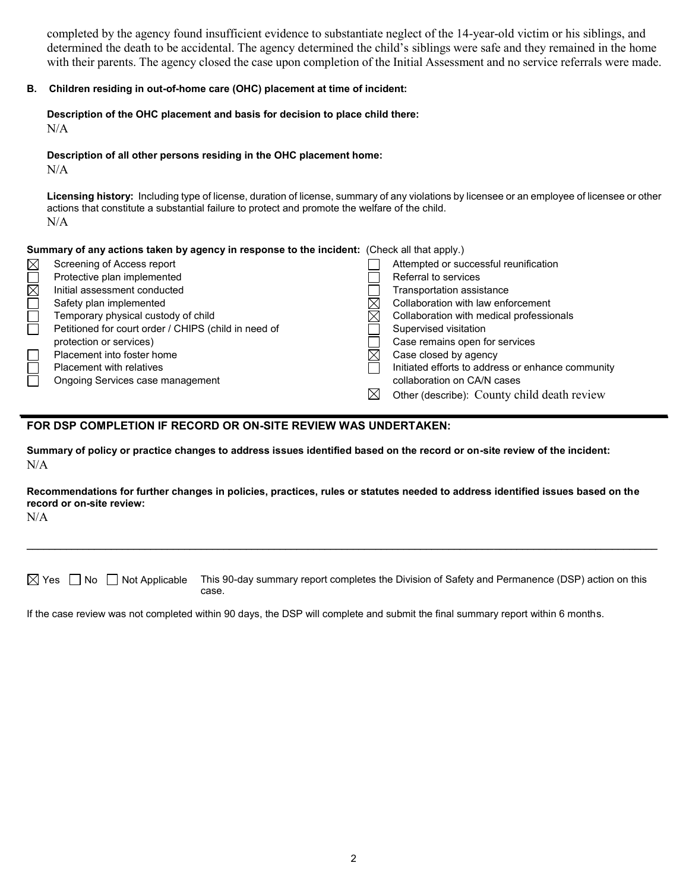completed by the agency found insufficient evidence to substantiate neglect of the 14-year-old victim or his siblings, and determined the death to be accidental. The agency determined the child's siblings were safe and they remained in the home with their parents. The agency closed the case upon completion of the Initial Assessment and no service referrals were made.

**B. Children residing in out-of-home care (OHC) placement at time of incident:**

**Description of the OHC placement and basis for decision to place child there:**
N/A

**Description of all other persons residing in the OHC placement home:**
N/A

**Licensing history:** Including type of license, duration of license, summary of any violations by licensee or an employee of licensee or other actions that constitute a substantial failure to protect and promote the welfare of the child.
N/A

**Summary of any actions taken by agency in response to the incident:** (Check all that apply.)

- ☒ Screening of Access report
- ☐ Protective plan implemented
- ☒ Initial assessment conducted
- ☐ Safety plan implemented
- ☐ Temporary physical custody of child
- ☐ Petitioned for court order / CHIPS (child in need of protection or services)
- ☐ Placement into foster home
- ☐ Placement with relatives
- ☐ Ongoing Services case management
- ☐ Attempted or successful reunification
- ☐ Referral to services
- ☐ Transportation assistance
- ☒ Collaboration with law enforcement
- ☒ Collaboration with medical professionals
- ☐ Supervised visitation
- ☐ Case remains open for services
- ☒ Case closed by agency
- ☐ Initiated efforts to address or enhance community collaboration on CA/N cases
- ☒ Other (describe): County child death review

## FOR DSP COMPLETION IF RECORD OR ON-SITE REVIEW WAS UNDERTAKEN:

**Summary of policy or practice changes to address issues identified based on the record or on-site review of the incident:**
N/A

**Recommendations for further changes in policies, practices, rules or statutes needed to address identified issues based on the record or on-site review:**
N/A

---

☒ Yes ☐ No ☐ Not Applicable This 90-day summary report completes the Division of Safety and Permanence (DSP) action on this case.

If the case review was not completed within 90 days, the DSP will complete and submit the final summary report within 6 months.